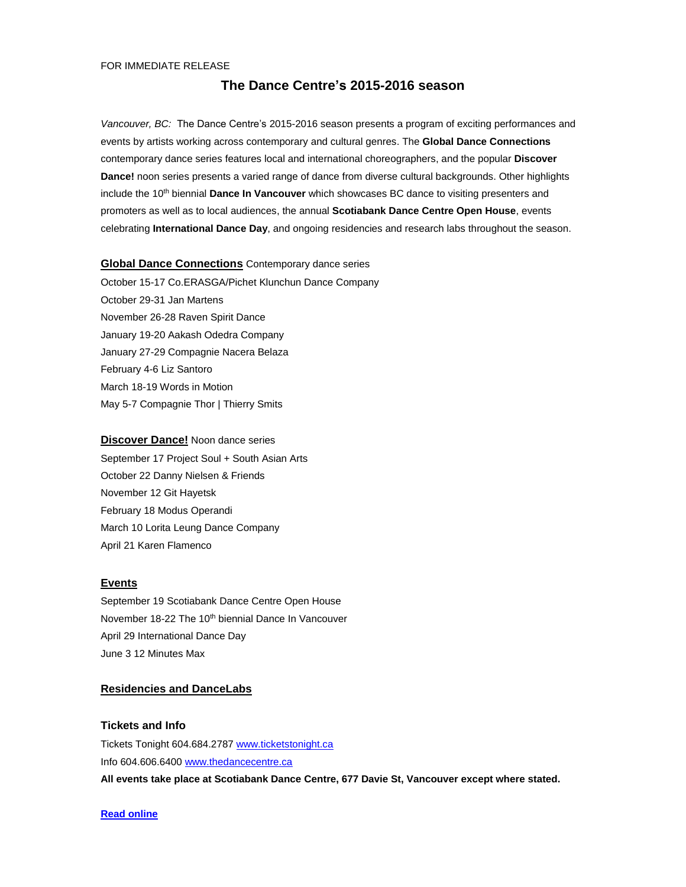FOR IMMEDIATE RELEASE

# The Dance Centre's 2015-2016 season

*Vancouver, BC:* The Dance Centre's 2015-2016 season presents a program of exciting performances and events by artists working across contemporary and cultural genres. The **Global Dance Connections** contemporary dance series features local and international choreographers, and the popular **Discover Dance!** noon series presents a varied range of dance from diverse cultural backgrounds. Other highlights include the 10th biennial **Dance In Vancouver** which showcases BC dance to visiting presenters and promoters as well as to local audiences, the annual **Scotiabank Dance Centre Open House**, events celebrating **International Dance Day**, and ongoing residencies and research labs throughout the season.

**Global Dance Connections** Contemporary dance series

October 15-17 Co.ERASGA/Pichet Klunchun Dance Company
October 29-31 Jan Martens
November 26-28 Raven Spirit Dance
January 19-20 Aakash Odedra Company
January 27-29 Compagnie Nacera Belaza
February 4-6 Liz Santoro
March 18-19 Words in Motion
May 5-7 Compagnie Thor | Thierry Smits

**Discover Dance!** Noon dance series

September 17 Project Soul + South Asian Arts
October 22 Danny Nielsen & Friends
November 12 Git Hayetsk
February 18 Modus Operandi
March 10 Lorita Leung Dance Company
April 21 Karen Flamenco

**Events**

September 19 Scotiabank Dance Centre Open House
November 18-22 The 10th biennial Dance In Vancouver
April 29 International Dance Day
June 3 12 Minutes Max

**Residencies and DanceLabs**

### Tickets and Info

Tickets Tonight 604.684.2787 www.ticketstonight.ca
Info 604.606.6400 www.thedancecentre.ca
**All events take place at Scotiabank Dance Centre, 677 Davie St, Vancouver except where stated.**

**Read online**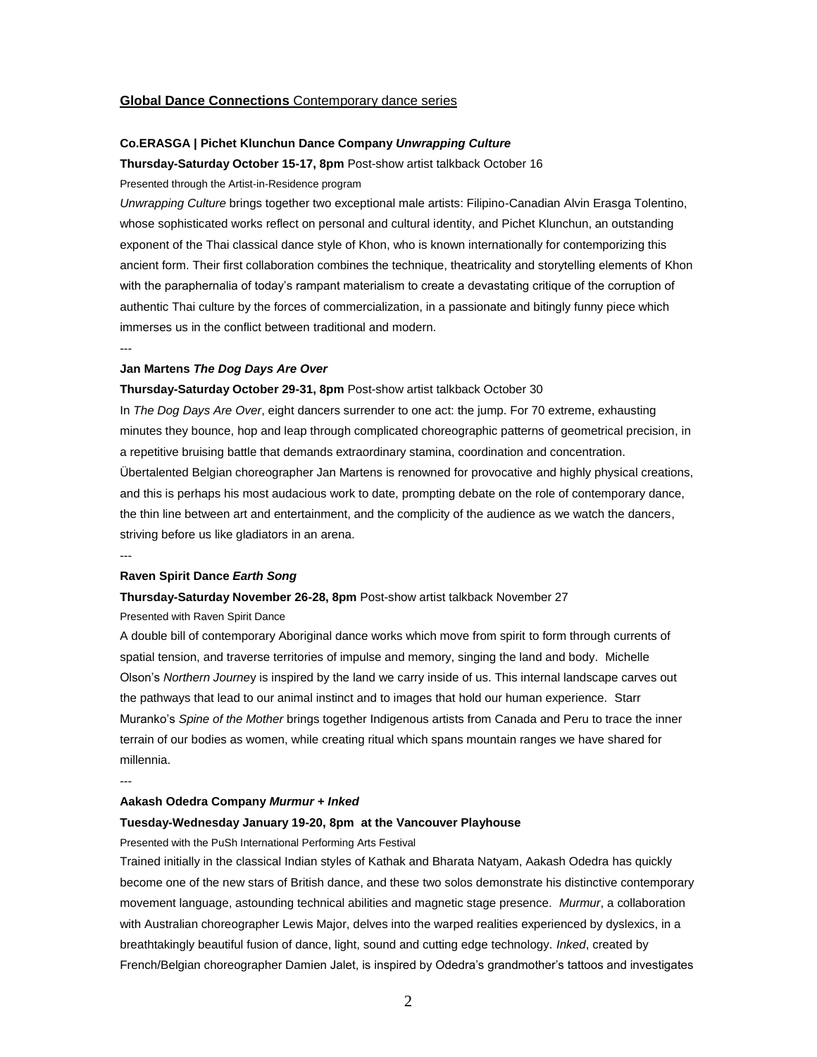## **Global Dance Connections** Contemporary dance series

**Co.ERASGA | Pichet Klunchun Dance Company *Unwrapping Culture***

**Thursday-Saturday October 15-17, 8pm** Post-show artist talkback October 16

Presented through the Artist-in-Residence program

*Unwrapping Culture* brings together two exceptional male artists: Filipino-Canadian Alvin Erasga Tolentino, whose sophisticated works reflect on personal and cultural identity, and Pichet Klunchun, an outstanding exponent of the Thai classical dance style of Khon, who is known internationally for contemporizing this ancient form. Their first collaboration combines the technique, theatricality and storytelling elements of Khon with the paraphernalia of today's rampant materialism to create a devastating critique of the corruption of authentic Thai culture by the forces of commercialization, in a passionate and bitingly funny piece which immerses us in the conflict between traditional and modern.

---

**Jan Martens *The Dog Days Are Over***

**Thursday-Saturday October 29-31, 8pm** Post-show artist talkback October 30

In *The Dog Days Are Over*, eight dancers surrender to one act: the jump. For 70 extreme, exhausting minutes they bounce, hop and leap through complicated choreographic patterns of geometrical precision, in a repetitive bruising battle that demands extraordinary stamina, coordination and concentration. Übertalented Belgian choreographer Jan Martens is renowned for provocative and highly physical creations, and this is perhaps his most audacious work to date, prompting debate on the role of contemporary dance, the thin line between art and entertainment, and the complicity of the audience as we watch the dancers, striving before us like gladiators in an arena.

---

**Raven Spirit Dance *Earth Song***

**Thursday-Saturday November 26-28, 8pm** Post-show artist talkback November 27

Presented with Raven Spirit Dance

A double bill of contemporary Aboriginal dance works which move from spirit to form through currents of spatial tension, and traverse territories of impulse and memory, singing the land and body. Michelle Olson's *Northern Journey* is inspired by the land we carry inside of us. This internal landscape carves out the pathways that lead to our animal instinct and to images that hold our human experience. Starr Muranko's *Spine of the Mother* brings together Indigenous artists from Canada and Peru to trace the inner terrain of our bodies as women, while creating ritual which spans mountain ranges we have shared for millennia.

---

**Aakash Odedra Company *Murmur + Inked***

**Tuesday-Wednesday January 19-20, 8pm at the Vancouver Playhouse**

Presented with the PuSh International Performing Arts Festival

Trained initially in the classical Indian styles of Kathak and Bharata Natyam, Aakash Odedra has quickly become one of the new stars of British dance, and these two solos demonstrate his distinctive contemporary movement language, astounding technical abilities and magnetic stage presence. *Murmur*, a collaboration with Australian choreographer Lewis Major, delves into the warped realities experienced by dyslexics, in a breathtakingly beautiful fusion of dance, light, sound and cutting edge technology. *Inked*, created by French/Belgian choreographer Damien Jalet, is inspired by Odedra's grandmother's tattoos and investigates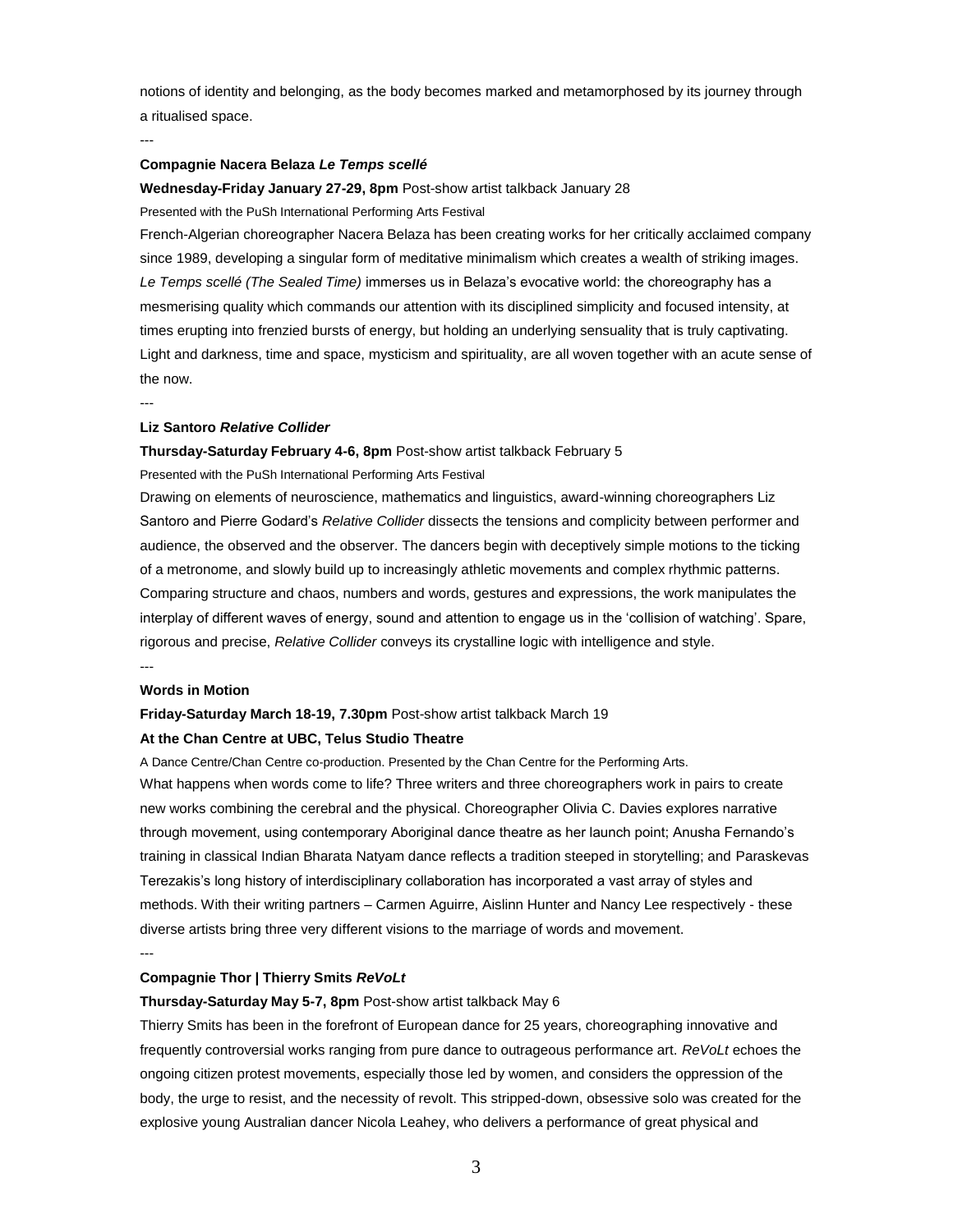notions of identity and belonging, as the body becomes marked and metamorphosed by its journey through a ritualised space.

---

**Compagnie Nacera Belaza *Le Temps scellé***

**Wednesday-Friday January 27-29, 8pm** Post-show artist talkback January 28

Presented with the PuSh International Performing Arts Festival

French-Algerian choreographer Nacera Belaza has been creating works for her critically acclaimed company since 1989, developing a singular form of meditative minimalism which creates a wealth of striking images. *Le Temps scellé (The Sealed Time)* immerses us in Belaza's evocative world: the choreography has a mesmerising quality which commands our attention with its disciplined simplicity and focused intensity, at times erupting into frenzied bursts of energy, but holding an underlying sensuality that is truly captivating. Light and darkness, time and space, mysticism and spirituality, are all woven together with an acute sense of the now.

---

**Liz Santoro *Relative Collider***

**Thursday-Saturday February 4-6, 8pm** Post-show artist talkback February 5

Presented with the PuSh International Performing Arts Festival

Drawing on elements of neuroscience, mathematics and linguistics, award-winning choreographers Liz Santoro and Pierre Godard's *Relative Collider* dissects the tensions and complicity between performer and audience, the observed and the observer. The dancers begin with deceptively simple motions to the ticking of a metronome, and slowly build up to increasingly athletic movements and complex rhythmic patterns. Comparing structure and chaos, numbers and words, gestures and expressions, the work manipulates the interplay of different waves of energy, sound and attention to engage us in the 'collision of watching'. Spare, rigorous and precise, *Relative Collider* conveys its crystalline logic with intelligence and style.

---

**Words in Motion**

**Friday-Saturday March 18-19, 7.30pm** Post-show artist talkback March 19

**At the Chan Centre at UBC, Telus Studio Theatre**

A Dance Centre/Chan Centre co-production. Presented by the Chan Centre for the Performing Arts.

What happens when words come to life? Three writers and three choreographers work in pairs to create new works combining the cerebral and the physical. Choreographer Olivia C. Davies explores narrative through movement, using contemporary Aboriginal dance theatre as her launch point; Anusha Fernando's training in classical Indian Bharata Natyam dance reflects a tradition steeped in storytelling; and Paraskevas Terezakis's long history of interdisciplinary collaboration has incorporated a vast array of styles and methods. With their writing partners – Carmen Aguirre, Aislinn Hunter and Nancy Lee respectively - these diverse artists bring three very different visions to the marriage of words and movement.

---

**Compagnie Thor | Thierry Smits *ReVoLt***

**Thursday-Saturday May 5-7, 8pm** Post-show artist talkback May 6

Thierry Smits has been in the forefront of European dance for 25 years, choreographing innovative and frequently controversial works ranging from pure dance to outrageous performance art. *ReVoLt* echoes the ongoing citizen protest movements, especially those led by women, and considers the oppression of the body, the urge to resist, and the necessity of revolt. This stripped-down, obsessive solo was created for the explosive young Australian dancer Nicola Leahey, who delivers a performance of great physical and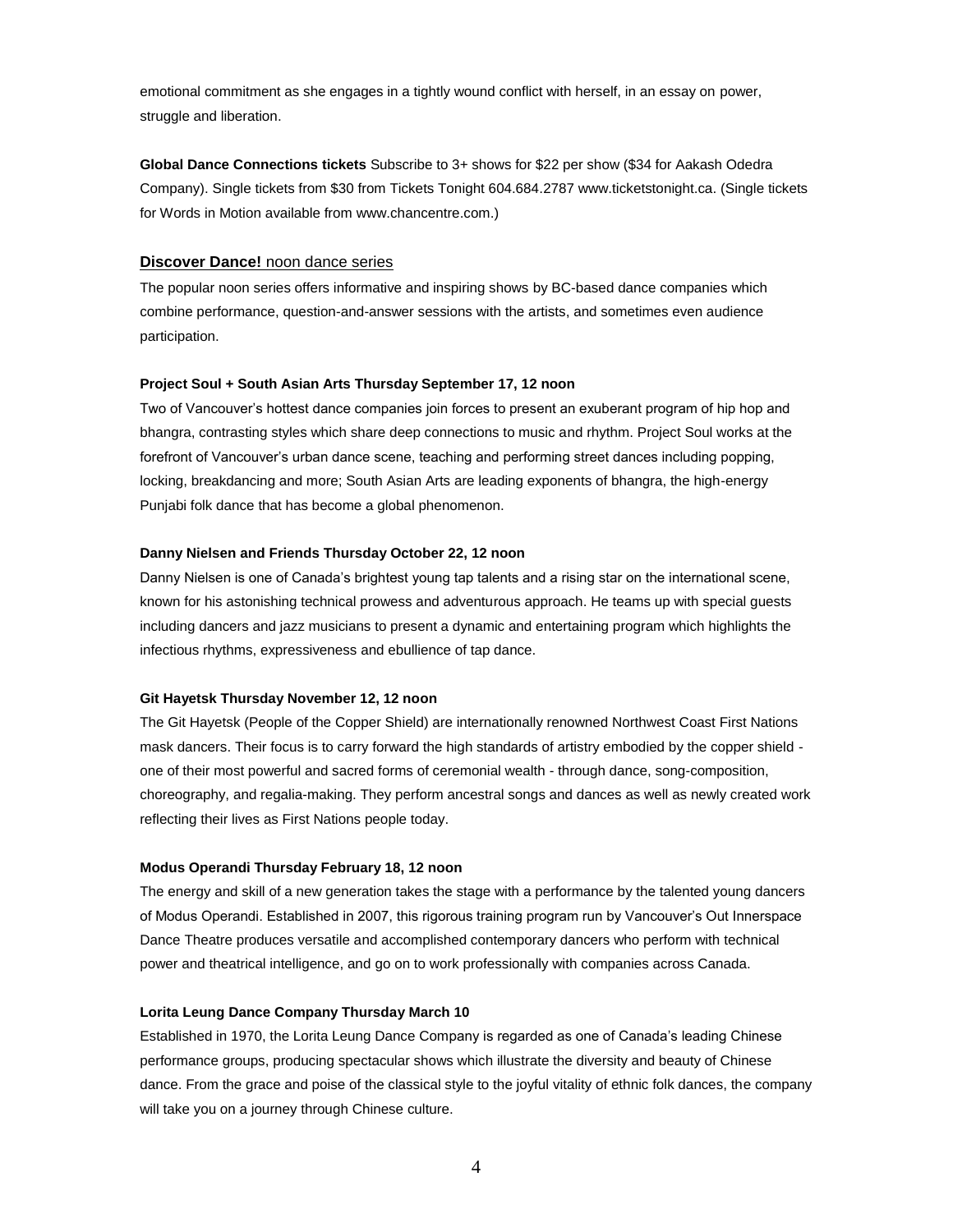emotional commitment as she engages in a tightly wound conflict with herself, in an essay on power, struggle and liberation.

**Global Dance Connections tickets** Subscribe to 3+ shows for $22 per show ($34 for Aakash Odedra Company). Single tickets from $30 from Tickets Tonight 604.684.2787 www.ticketstonight.ca. (Single tickets for Words in Motion available from www.chancentre.com.)

## **Discover Dance!** noon dance series

The popular noon series offers informative and inspiring shows by BC-based dance companies which combine performance, question-and-answer sessions with the artists, and sometimes even audience participation.

**Project Soul + South Asian Arts Thursday September 17, 12 noon**

Two of Vancouver's hottest dance companies join forces to present an exuberant program of hip hop and bhangra, contrasting styles which share deep connections to music and rhythm. Project Soul works at the forefront of Vancouver's urban dance scene, teaching and performing street dances including popping, locking, breakdancing and more; South Asian Arts are leading exponents of bhangra, the high-energy Punjabi folk dance that has become a global phenomenon.

**Danny Nielsen and Friends Thursday October 22, 12 noon**

Danny Nielsen is one of Canada's brightest young tap talents and a rising star on the international scene, known for his astonishing technical prowess and adventurous approach. He teams up with special guests including dancers and jazz musicians to present a dynamic and entertaining program which highlights the infectious rhythms, expressiveness and ebullience of tap dance.

**Git Hayetsk Thursday November 12, 12 noon**

The Git Hayetsk (People of the Copper Shield) are internationally renowned Northwest Coast First Nations mask dancers. Their focus is to carry forward the high standards of artistry embodied by the copper shield - one of their most powerful and sacred forms of ceremonial wealth - through dance, song-composition, choreography, and regalia-making. They perform ancestral songs and dances as well as newly created work reflecting their lives as First Nations people today.

**Modus Operandi Thursday February 18, 12 noon**

The energy and skill of a new generation takes the stage with a performance by the talented young dancers of Modus Operandi. Established in 2007, this rigorous training program run by Vancouver's Out Innerspace Dance Theatre produces versatile and accomplished contemporary dancers who perform with technical power and theatrical intelligence, and go on to work professionally with companies across Canada.

**Lorita Leung Dance Company Thursday March 10**

Established in 1970, the Lorita Leung Dance Company is regarded as one of Canada's leading Chinese performance groups, producing spectacular shows which illustrate the diversity and beauty of Chinese dance. From the grace and poise of the classical style to the joyful vitality of ethnic folk dances, the company will take you on a journey through Chinese culture.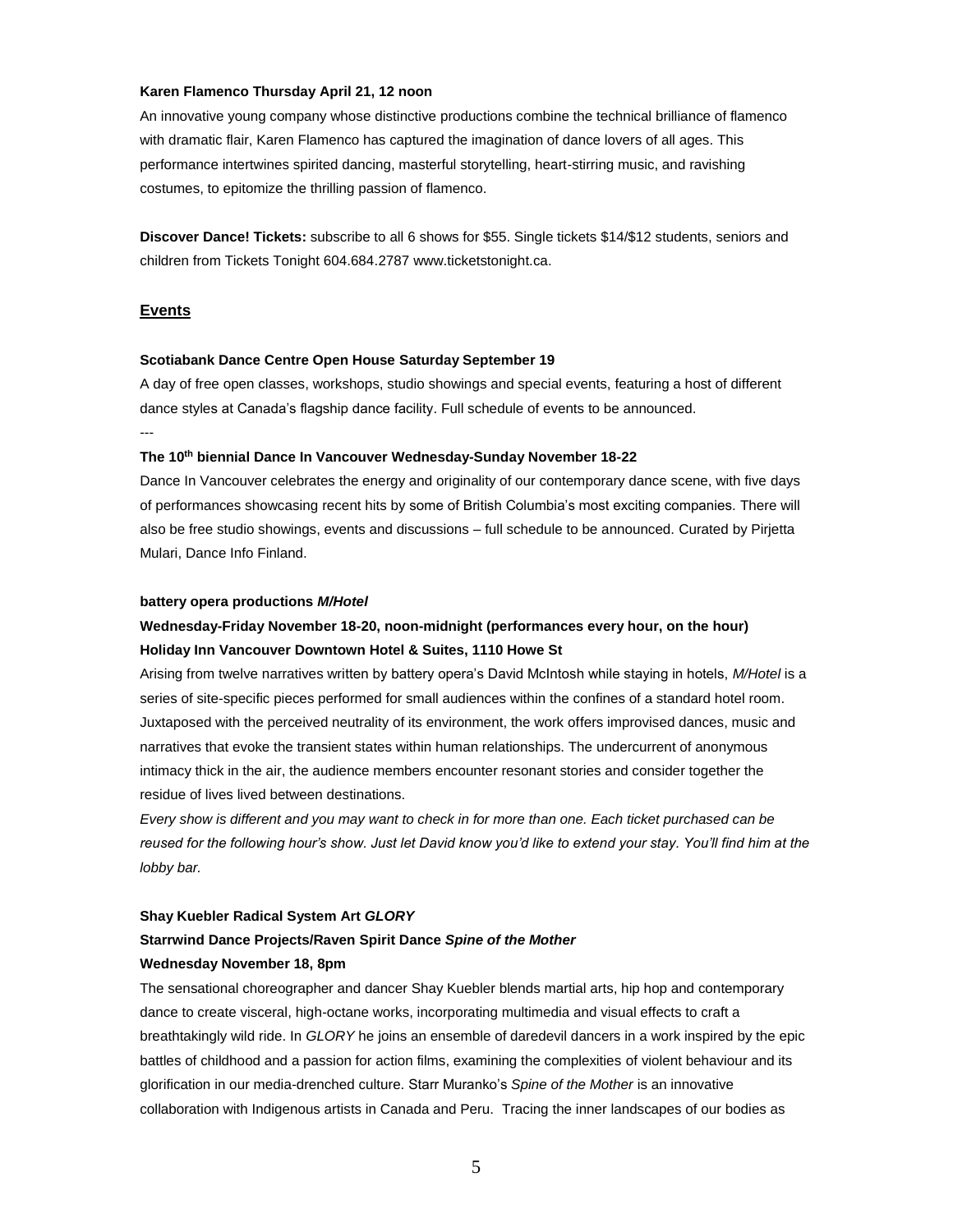**Karen Flamenco Thursday April 21, 12 noon**

An innovative young company whose distinctive productions combine the technical brilliance of flamenco with dramatic flair, Karen Flamenco has captured the imagination of dance lovers of all ages. This performance intertwines spirited dancing, masterful storytelling, heart-stirring music, and ravishing costumes, to epitomize the thrilling passion of flamenco.

**Discover Dance! Tickets:** subscribe to all 6 shows for $55. Single tickets $14/$12 students, seniors and children from Tickets Tonight 604.684.2787 www.ticketstonight.ca.

## Events

**Scotiabank Dance Centre Open House Saturday September 19**

A day of free open classes, workshops, studio showings and special events, featuring a host of different dance styles at Canada's flagship dance facility. Full schedule of events to be announced.

---

**The 10th biennial Dance In Vancouver Wednesday-Sunday November 18-22**

Dance In Vancouver celebrates the energy and originality of our contemporary dance scene, with five days of performances showcasing recent hits by some of British Columbia's most exciting companies. There will also be free studio showings, events and discussions – full schedule to be announced. Curated by Pirjetta Mulari, Dance Info Finland.

**battery opera productions *M/Hotel***

**Wednesday-Friday November 18-20, noon-midnight (performances every hour, on the hour)**
**Holiday Inn Vancouver Downtown Hotel & Suites, 1110 Howe St**

Arising from twelve narratives written by battery opera's David McIntosh while staying in hotels, *M/Hotel* is a series of site-specific pieces performed for small audiences within the confines of a standard hotel room. Juxtaposed with the perceived neutrality of its environment, the work offers improvised dances, music and narratives that evoke the transient states within human relationships. The undercurrent of anonymous intimacy thick in the air, the audience members encounter resonant stories and consider together the residue of lives lived between destinations.

*Every show is different and you may want to check in for more than one. Each ticket purchased can be reused for the following hour's show. Just let David know you'd like to extend your stay. You'll find him at the lobby bar.*

**Shay Kuebler Radical System Art *GLORY***
**Starrwind Dance Projects/Raven Spirit Dance *Spine of the Mother***
**Wednesday November 18, 8pm**

The sensational choreographer and dancer Shay Kuebler blends martial arts, hip hop and contemporary dance to create visceral, high-octane works, incorporating multimedia and visual effects to craft a breathtakingly wild ride. In *GLORY* he joins an ensemble of daredevil dancers in a work inspired by the epic battles of childhood and a passion for action films, examining the complexities of violent behaviour and its glorification in our media-drenched culture. Starr Muranko's *Spine of the Mother* is an innovative collaboration with Indigenous artists in Canada and Peru. Tracing the inner landscapes of our bodies as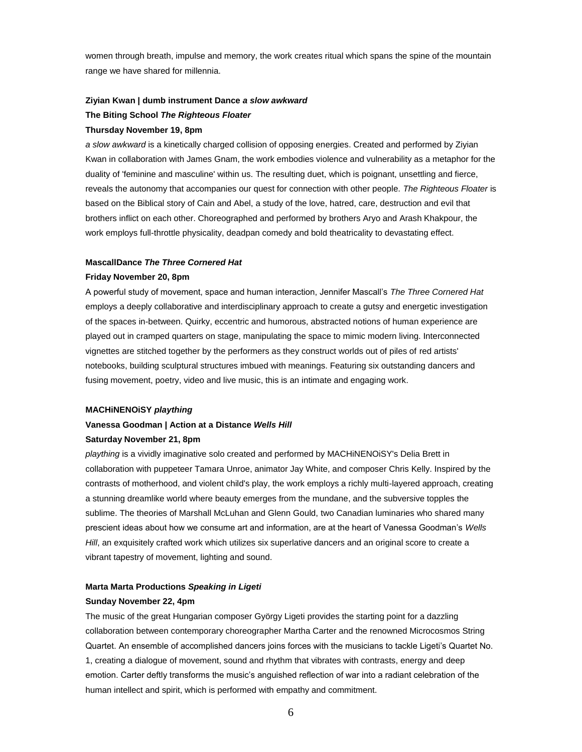women through breath, impulse and memory, the work creates ritual which spans the spine of the mountain range we have shared for millennia.

**Ziyian Kwan | dumb instrument Dance *a slow awkward***
**The Biting School *The Righteous Floater***
**Thursday November 19, 8pm**

*a slow awkward* is a kinetically charged collision of opposing energies. Created and performed by Ziyian Kwan in collaboration with James Gnam, the work embodies violence and vulnerability as a metaphor for the duality of 'feminine and masculine' within us. The resulting duet, which is poignant, unsettling and fierce, reveals the autonomy that accompanies our quest for connection with other people. *The Righteous Floater* is based on the Biblical story of Cain and Abel, a study of the love, hatred, care, destruction and evil that brothers inflict on each other. Choreographed and performed by brothers Aryo and Arash Khakpour, the work employs full-throttle physicality, deadpan comedy and bold theatricality to devastating effect.

**MascallDance *The Three Cornered Hat***
**Friday November 20, 8pm**

A powerful study of movement, space and human interaction, Jennifer Mascall's *The Three Cornered Hat* employs a deeply collaborative and interdisciplinary approach to create a gutsy and energetic investigation of the spaces in-between. Quirky, eccentric and humorous, abstracted notions of human experience are played out in cramped quarters on stage, manipulating the space to mimic modern living. Interconnected vignettes are stitched together by the performers as they construct worlds out of piles of red artists' notebooks, building sculptural structures imbued with meanings. Featuring six outstanding dancers and fusing movement, poetry, video and live music, this is an intimate and engaging work.

**MACHiNENOiSY *plaything***
**Vanessa Goodman | Action at a Distance *Wells Hill***
**Saturday November 21, 8pm**

*plaything* is a vividly imaginative solo created and performed by MACHiNENOiSY's Delia Brett in collaboration with puppeteer Tamara Unroe, animator Jay White, and composer Chris Kelly. Inspired by the contrasts of motherhood, and violent child's play, the work employs a richly multi-layered approach, creating a stunning dreamlike world where beauty emerges from the mundane, and the subversive topples the sublime. The theories of Marshall McLuhan and Glenn Gould, two Canadian luminaries who shared many prescient ideas about how we consume art and information, are at the heart of Vanessa Goodman's *Wells Hill*, an exquisitely crafted work which utilizes six superlative dancers and an original score to create a vibrant tapestry of movement, lighting and sound.

**Marta Marta Productions *Speaking in Ligeti***
**Sunday November 22, 4pm**

The music of the great Hungarian composer György Ligeti provides the starting point for a dazzling collaboration between contemporary choreographer Martha Carter and the renowned Microcosmos String Quartet. An ensemble of accomplished dancers joins forces with the musicians to tackle Ligeti's Quartet No. 1, creating a dialogue of movement, sound and rhythm that vibrates with contrasts, energy and deep emotion. Carter deftly transforms the music's anguished reflection of war into a radiant celebration of the human intellect and spirit, which is performed with empathy and commitment.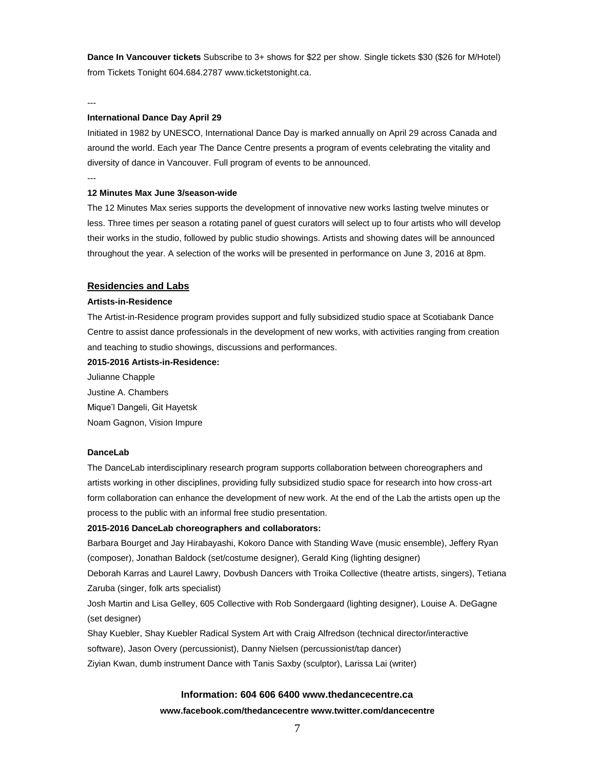**Dance In Vancouver tickets** Subscribe to 3+ shows for $22 per show. Single tickets $30 ($26 for M/Hotel) from Tickets Tonight 604.684.2787 www.ticketstonight.ca.

---

**International Dance Day April 29**

Initiated in 1982 by UNESCO, International Dance Day is marked annually on April 29 across Canada and around the world. Each year The Dance Centre presents a program of events celebrating the vitality and diversity of dance in Vancouver. Full program of events to be announced.

---

**12 Minutes Max June 3/season-wide**

The 12 Minutes Max series supports the development of innovative new works lasting twelve minutes or less. Three times per season a rotating panel of guest curators will select up to four artists who will develop their works in the studio, followed by public studio showings. Artists and showing dates will be announced throughout the year. A selection of the works will be presented in performance on June 3, 2016 at 8pm.

## Residencies and Labs

**Artists-in-Residence**

The Artist-in-Residence program provides support and fully subsidized studio space at Scotiabank Dance Centre to assist dance professionals in the development of new works, with activities ranging from creation and teaching to studio showings, discussions and performances.

**2015-2016 Artists-in-Residence:**

Julianne Chapple
Justine A. Chambers
Mique'l Dangeli, Git Hayetsk
Noam Gagnon, Vision Impure

**DanceLab**

The DanceLab interdisciplinary research program supports collaboration between choreographers and artists working in other disciplines, providing fully subsidized studio space for research into how cross-art form collaboration can enhance the development of new work. At the end of the Lab the artists open up the process to the public with an informal free studio presentation.

**2015-2016 DanceLab choreographers and collaborators:**

Barbara Bourget and Jay Hirabayashi, Kokoro Dance with Standing Wave (music ensemble), Jeffery Ryan (composer), Jonathan Baldock (set/costume designer), Gerald King (lighting designer)
Deborah Karras and Laurel Lawry, Dovbush Dancers with Troika Collective (theatre artists, singers), Tetiana Zaruba (singer, folk arts specialist)
Josh Martin and Lisa Gelley, 605 Collective with Rob Sondergaard (lighting designer), Louise A. DeGagne (set designer)
Shay Kuebler, Shay Kuebler Radical System Art with Craig Alfredson (technical director/interactive software), Jason Overy (percussionist), Danny Nielsen (percussionist/tap dancer)
Ziyian Kwan, dumb instrument Dance with Tanis Saxby (sculptor), Larissa Lai (writer)

**Information: 604 606 6400 www.thedancecentre.ca**
**www.facebook.com/thedancecentre www.twitter.com/dancecentre**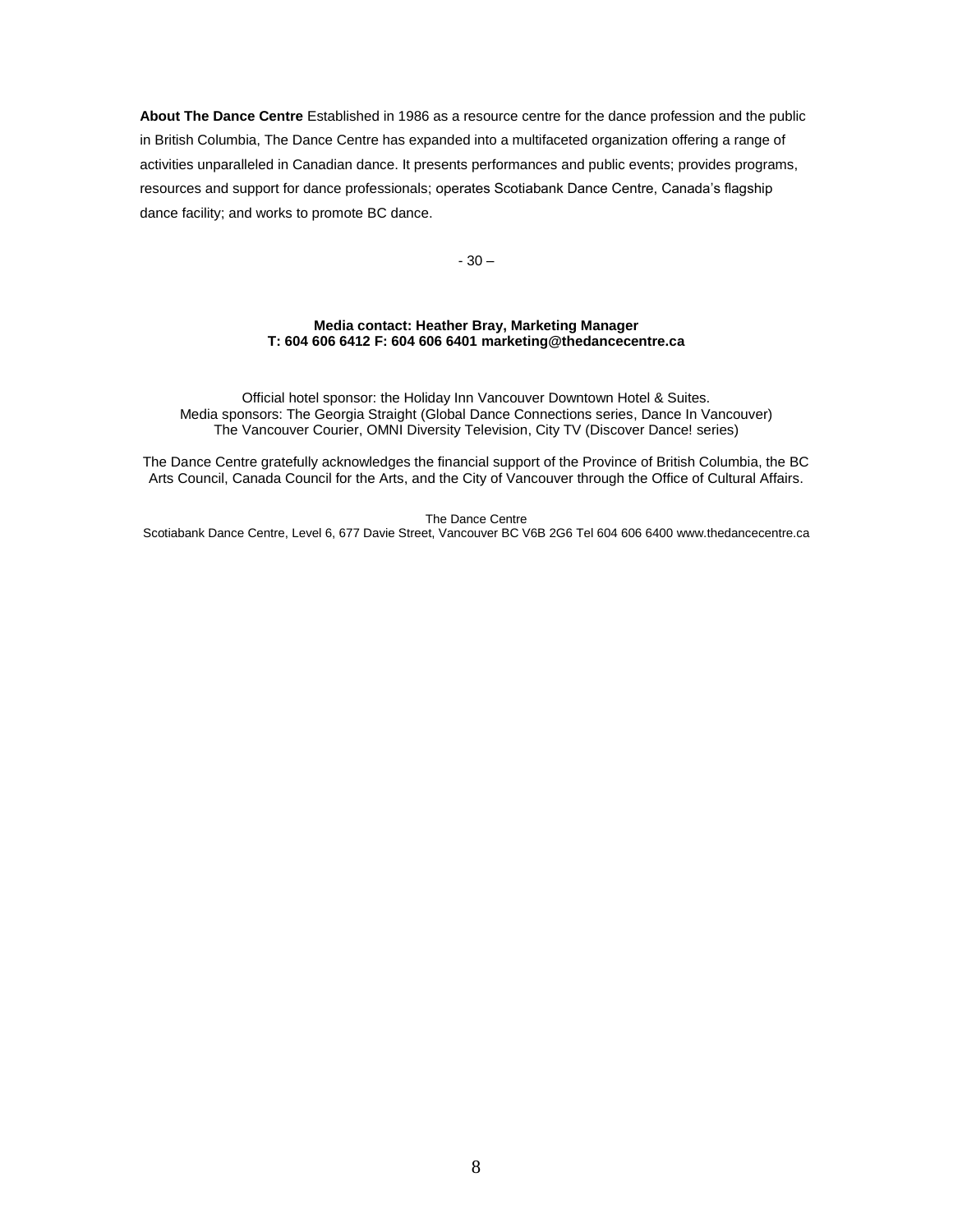**About The Dance Centre** Established in 1986 as a resource centre for the dance profession and the public in British Columbia, The Dance Centre has expanded into a multifaceted organization offering a range of activities unparalleled in Canadian dance. It presents performances and public events; provides programs, resources and support for dance professionals; operates Scotiabank Dance Centre, Canada's flagship dance facility; and works to promote BC dance.

- 30 –

**Media contact: Heather Bray, Marketing Manager**
**T: 604 606 6412 F: 604 606 6401 marketing@thedancecentre.ca**

Official hotel sponsor: the Holiday Inn Vancouver Downtown Hotel & Suites.
Media sponsors: The Georgia Straight (Global Dance Connections series, Dance In Vancouver)
The Vancouver Courier, OMNI Diversity Television, City TV (Discover Dance! series)

The Dance Centre gratefully acknowledges the financial support of the Province of British Columbia, the BC Arts Council, Canada Council for the Arts, and the City of Vancouver through the Office of Cultural Affairs.

The Dance Centre
Scotiabank Dance Centre, Level 6, 677 Davie Street, Vancouver BC V6B 2G6 Tel 604 606 6400 www.thedancecentre.ca